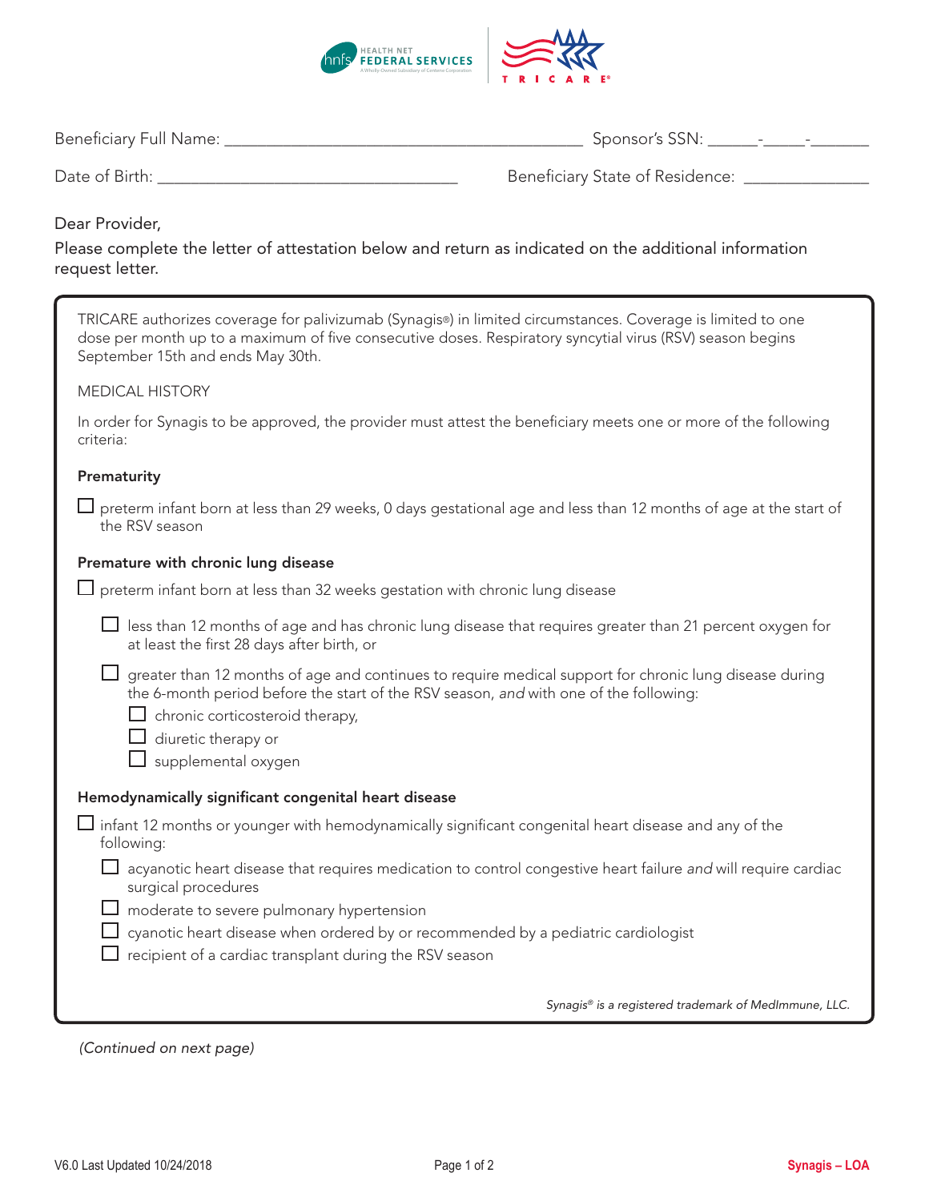Beneficiary Full Name: ___________________________________________ Sponsor's SSN: ______-_____-_______

Date of Birth: ____________________________________ Beneficiary State of Residence: _______________

Dear Provider,

Please complete the letter of attestation below and return as indicated on the additional information request letter.

TRICARE authorizes coverage for palivizumab (Synagis®) in limited circumstances. Coverage is limited to one dose per month up to a maximum of five consecutive doses. Respiratory syncytial virus (RSV) season begins September 15th and ends May 30th.

MEDICAL HISTORY

In order for Synagis to be approved, the provider must attest the beneficiary meets one or more of the following criteria:

**Prematurity**

- ☐ preterm infant born at less than 29 weeks, 0 days gestational age and less than 12 months of age at the start of the RSV season

**Premature with chronic lung disease**

- ☐ preterm infant born at less than 32 weeks gestation with chronic lung disease
  - ☐ less than 12 months of age and has chronic lung disease that requires greater than 21 percent oxygen for at least the first 28 days after birth, or
  - ☐ greater than 12 months of age and continues to require medical support for chronic lung disease during the 6-month period before the start of the RSV season, *and* with one of the following:
    - ☐ chronic corticosteroid therapy,
    - ☐ diuretic therapy or
    - ☐ supplemental oxygen

**Hemodynamically significant congenital heart disease**

- ☐ infant 12 months or younger with hemodynamically significant congenital heart disease and any of the following:
  - ☐ acyanotic heart disease that requires medication to control congestive heart failure *and* will require cardiac surgical procedures
  - ☐ moderate to severe pulmonary hypertension
  - ☐ cyanotic heart disease when ordered by or recommended by a pediatric cardiologist
  - ☐ recipient of a cardiac transplant during the RSV season

*Synagis® is a registered trademark of MedImmune, LLC.*

*(Continued on next page)*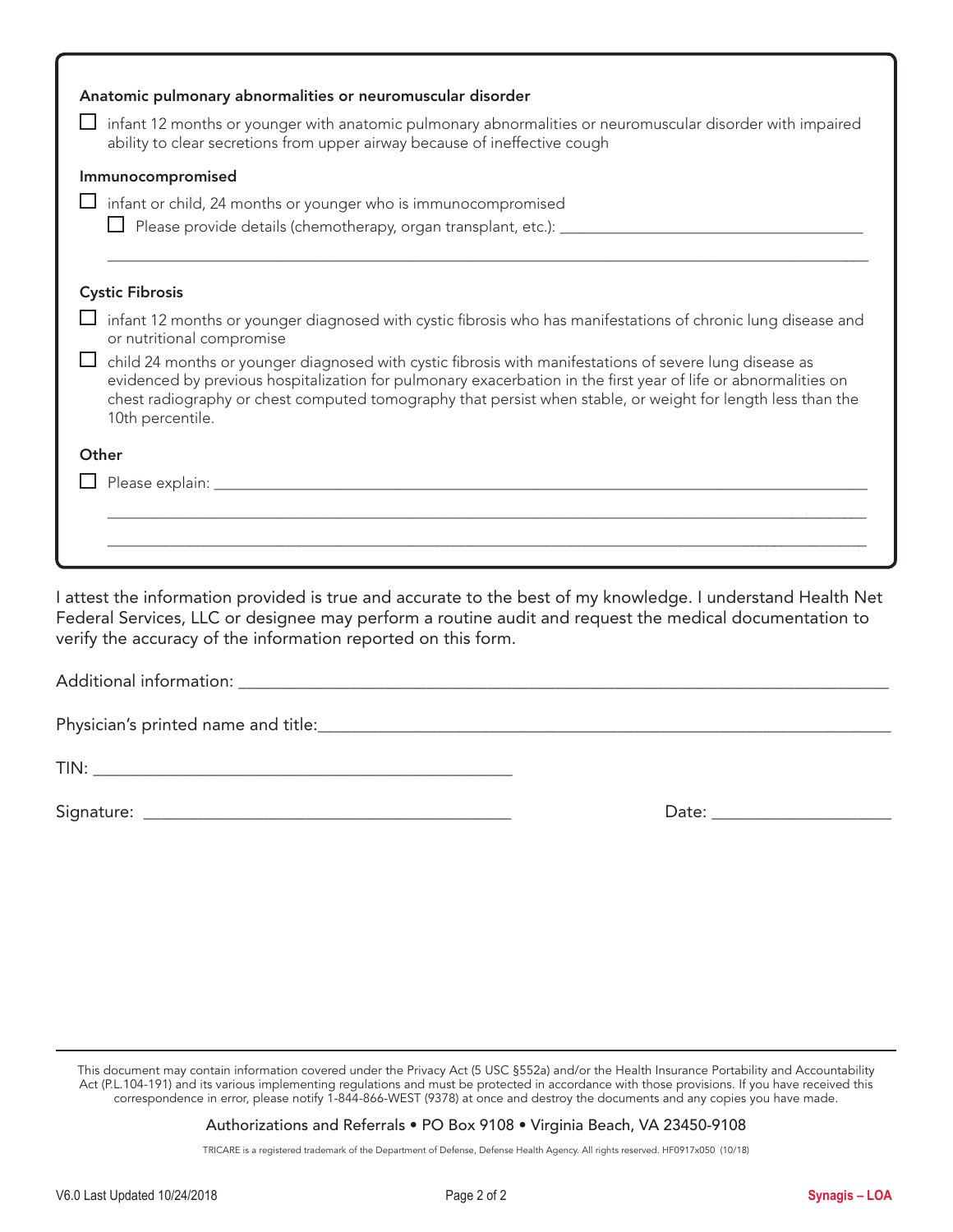### Anatomic pulmonary abnormalities or neuromuscular disorder

☐ infant 12 months or younger with anatomic pulmonary abnormalities or neuromuscular disorder with impaired ability to clear secretions from upper airway because of ineffective cough

### Immunocompromised

☐ infant or child, 24 months or younger who is immunocompromised

☐ Please provide details (chemotherapy, organ transplant, etc.): ______________________________________

_____________________________________________________________________________________________

### Cystic Fibrosis

☐ infant 12 months or younger diagnosed with cystic fibrosis who has manifestations of chronic lung disease and or nutritional compromise

☐ child 24 months or younger diagnosed with cystic fibrosis with manifestations of severe lung disease as evidenced by previous hospitalization for pulmonary exacerbation in the first year of life or abnormalities on chest radiography or chest computed tomography that persist when stable, or weight for length less than the 10th percentile.

### Other

☐ Please explain: ___________________________________________________________________________

_____________________________________________________________________________________________

_____________________________________________________________________________________________

I attest the information provided is true and accurate to the best of my knowledge. I understand Health Net Federal Services, LLC or designee may perform a routine audit and request the medical documentation to verify the accuracy of the information reported on this form.

Additional information: ________________________________________________________________________

Physician's printed name and title:_______________________________________________________________

TIN: ________________________________________________

Signature: __________________________________________ Date: ____________________

This document may contain information covered under the Privacy Act (5 USC §552a) and/or the Health Insurance Portability and Accountability Act (P.L.104-191) and its various implementing regulations and must be protected in accordance with those provisions. If you have received this correspondence in error, please notify 1-844-866-WEST (9378) at once and destroy the documents and any copies you have made.

Authorizations and Referrals • PO Box 9108 • Virginia Beach, VA 23450-9108

TRICARE is a registered trademark of the Department of Defense, Defense Health Agency. All rights reserved. HF0917x050 (10/18)

V6.0 Last Updated 10/24/2018

**Synagis – LOA**